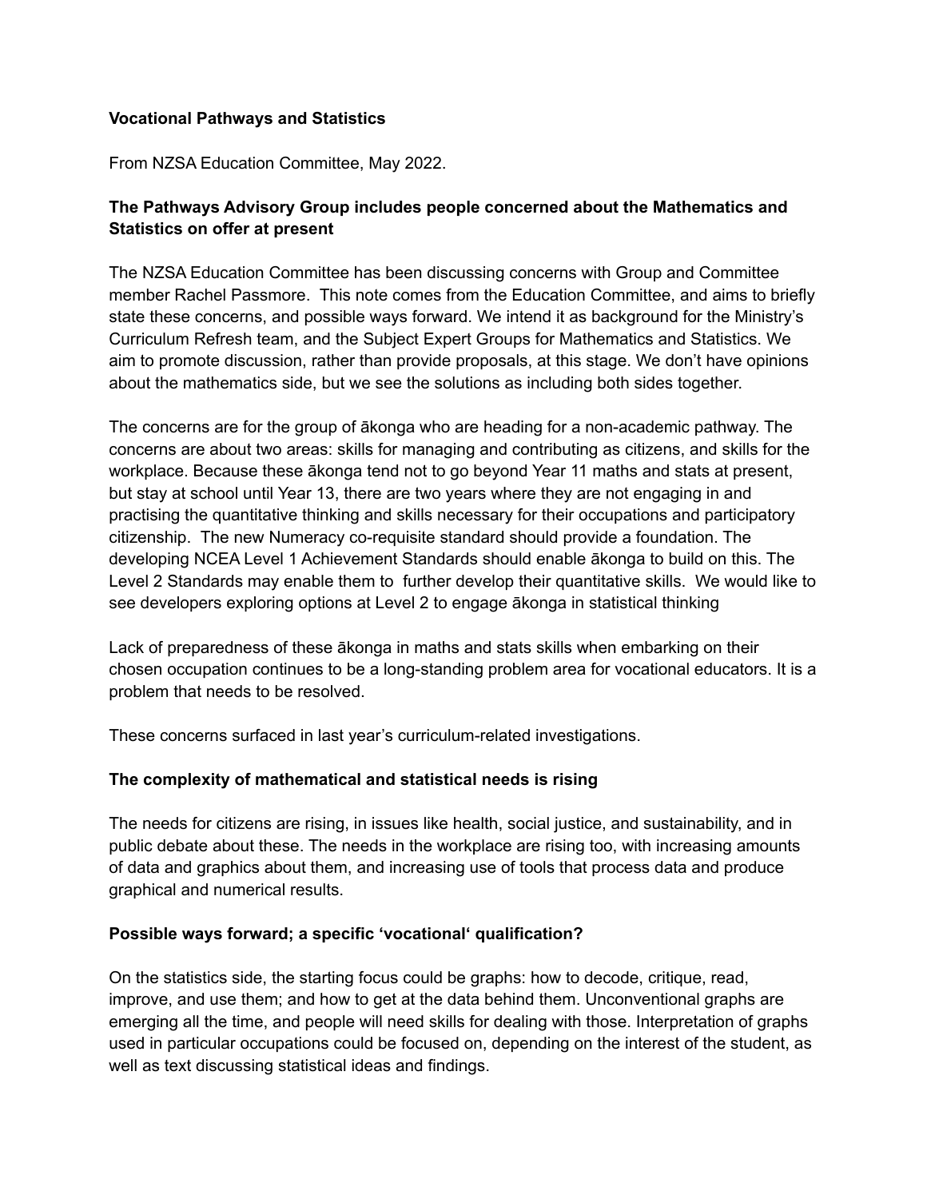**Vocational Pathways and Statistics**

From NZSA Education Committee, May 2022.

**The Pathways Advisory Group includes people concerned about the Mathematics and Statistics on offer at present**

The NZSA Education Committee has been discussing concerns with Group and Committee member Rachel Passmore. This note comes from the Education Committee, and aims to briefly state these concerns, and possible ways forward. We intend it as background for the Ministry's Curriculum Refresh team, and the Subject Expert Groups for Mathematics and Statistics. We aim to promote discussion, rather than provide proposals, at this stage. We don't have opinions about the mathematics side, but we see the solutions as including both sides together.

The concerns are for the group of ākonga who are heading for a non-academic pathway. The concerns are about two areas: skills for managing and contributing as citizens, and skills for the workplace. Because these ākonga tend not to go beyond Year 11 maths and stats at present, but stay at school until Year 13, there are two years where they are not engaging in and practising the quantitative thinking and skills necessary for their occupations and participatory citizenship. The new Numeracy co-requisite standard should provide a foundation. The developing NCEA Level 1 Achievement Standards should enable ākonga to build on this. The Level 2 Standards may enable them to further develop their quantitative skills. We would like to see developers exploring options at Level 2 to engage ākonga in statistical thinking

Lack of preparedness of these ākonga in maths and stats skills when embarking on their chosen occupation continues to be a long-standing problem area for vocational educators. It is a problem that needs to be resolved.

These concerns surfaced in last year's curriculum-related investigations.

**The complexity of mathematical and statistical needs is rising**

The needs for citizens are rising, in issues like health, social justice, and sustainability, and in public debate about these. The needs in the workplace are rising too, with increasing amounts of data and graphics about them, and increasing use of tools that process data and produce graphical and numerical results.

**Possible ways forward; a specific 'vocational' qualification?**

On the statistics side, the starting focus could be graphs: how to decode, critique, read, improve, and use them; and how to get at the data behind them. Unconventional graphs are emerging all the time, and people will need skills for dealing with those. Interpretation of graphs used in particular occupations could be focused on, depending on the interest of the student, as well as text discussing statistical ideas and findings.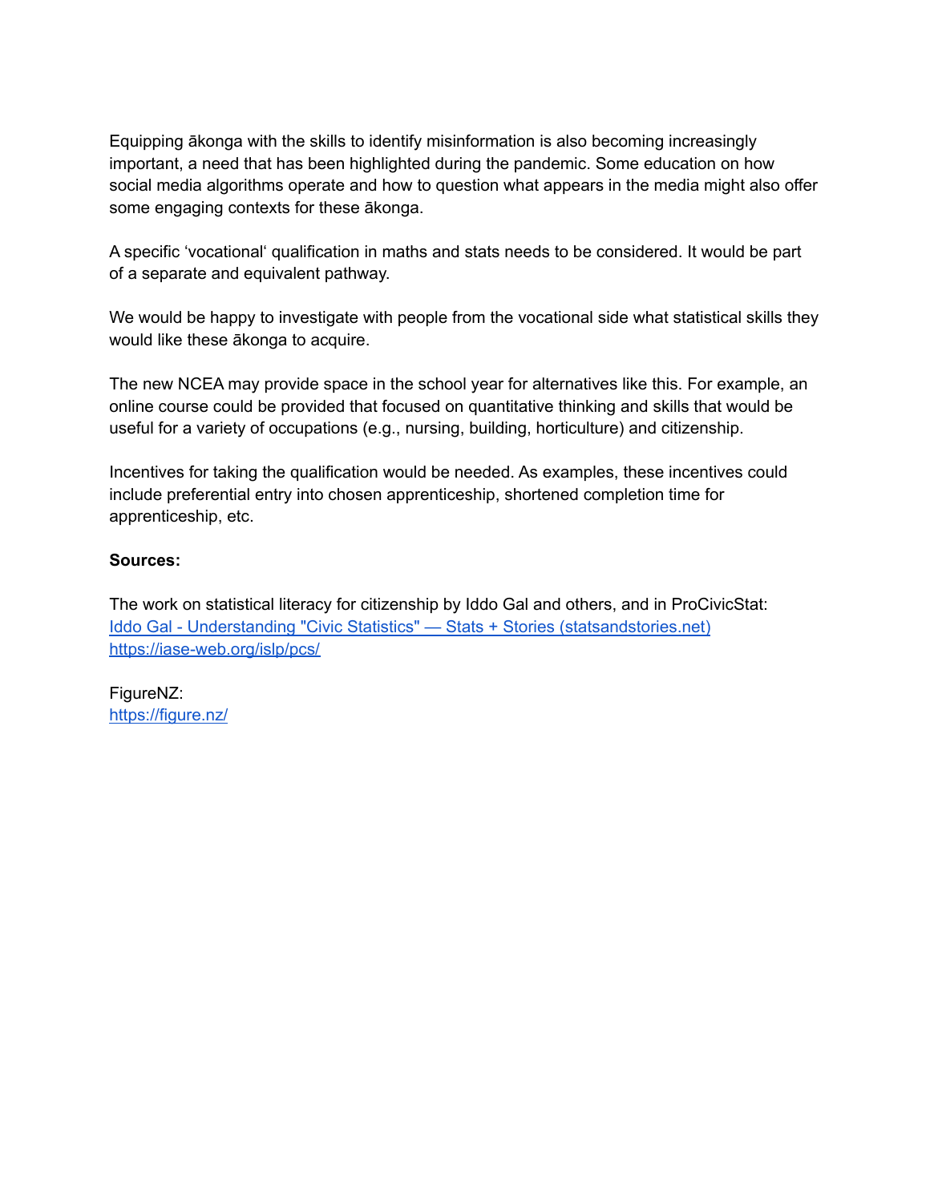Equipping ākonga with the skills to identify misinformation is also becoming increasingly important, a need that has been highlighted during the pandemic. Some education on how social media algorithms operate and how to question what appears in the media might also offer some engaging contexts for these ākonga.

A specific 'vocational' qualification in maths and stats needs to be considered. It would be part of a separate and equivalent pathway.

We would be happy to investigate with people from the vocational side what statistical skills they would like these ākonga to acquire.

The new NCEA may provide space in the school year for alternatives like this. For example, an online course could be provided that focused on quantitative thinking and skills that would be useful for a variety of occupations (e.g., nursing, building, horticulture) and citizenship.

Incentives for taking the qualification would be needed. As examples, these incentives could include preferential entry into chosen apprenticeship, shortened completion time for apprenticeship, etc.

**Sources:**

The work on statistical literacy for citizenship by Iddo Gal and others, and in ProCivicStat:
[Iddo Gal - Understanding "Civic Statistics" — Stats + Stories (statsandstories.net)](statsandstories.net)
[https://iase-web.org/islp/pcs/](https://iase-web.org/islp/pcs/)

FigureNZ:
[https://figure.nz/](https://figure.nz/)